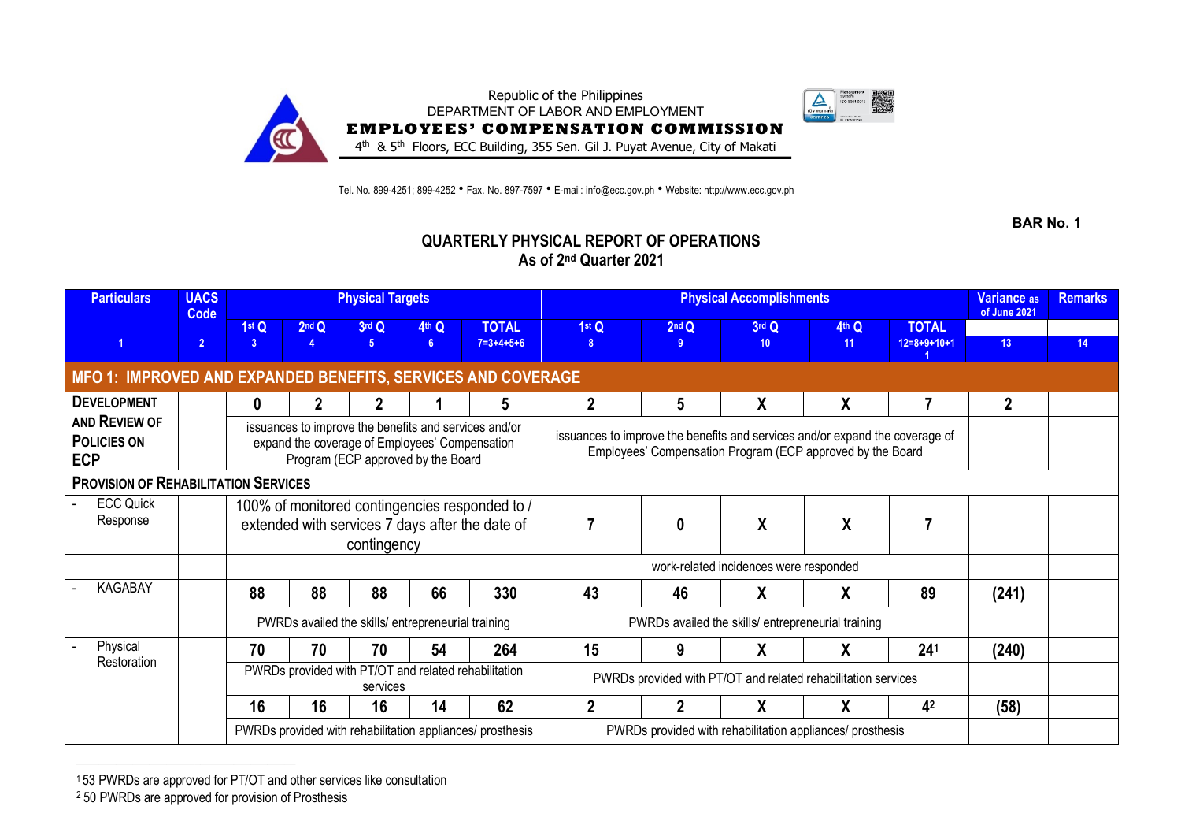Republic of the Philippines
DEPARTMENT OF LABOR AND EMPLOYMENT
**EMPLOYEES' COMPENSATION COMMISSION**
4th & 5th Floors, ECC Building, 355 Sen. Gil J. Puyat Avenue, City of Makati

Tel. No. 899-4251; 899-4252 • Fax. No. 897-7597 • E-mail: info@ecc.gov.ph • Website: http://www.ecc.gov.ph

**BAR No. 1**

## QUARTERLY PHYSICAL REPORT OF OPERATIONS
## As of 2nd Quarter 2021

| Particulars | UACS Code | Physical Targets | | | | | Physical Accomplishments | | | | | Variance as of June 2021 | Remarks |
|---|---|---|---|---|---|---|---|---|---|---|---|---|---|
| | | 1st Q | 2nd Q | 3rd Q | 4th Q | TOTAL | 1st Q | 2nd Q | 3rd Q | 4th Q | TOTAL | | |
| 1 | 2 | 3 | 4 | 5 | 6 | 7=3+4+5+6 | 8 | 9 | 10 | 11 | 12=8+9+10+11 | 13 | 14 |
| **MFO 1: IMPROVED AND EXPANDED BENEFITS, SERVICES AND COVERAGE** | | | | | | | | | | | | | |
| **DEVELOPMENT AND REVIEW OF POLICIES ON ECP** | | 0 | 2 | 2 | 1 | 5 | 2 | 5 | X | X | 7 | 2 | |
| | | issuances to improve the benefits and services and/or expand the coverage of Employees' Compensation Program (ECP approved by the Board | | | | | issuances to improve the benefits and services and/or expand the coverage of Employees' Compensation Program (ECP approved by the Board | | | | | | |
| **PROVISION OF REHABILITATION SERVICES** | | | | | | | | | | | | | |
| - ECC Quick Response | | 100% of monitored contingencies responded to / extended with services 7 days after the date of contingency | | | | | 7 | 0 | X | X | 7 | | |
| | | | | | | | work-related incidences were responded | | | | | | |
| - KAGABAY | | 88 | 88 | 88 | 66 | 330 | 43 | 46 | X | X | 89 | (241) | |
| | | PWRDs availed the skills/ entrepreneurial training | | | | | PWRDs availed the skills/ entrepreneurial training | | | | | | |
| - Physical Restoration | | 70 | 70 | 70 | 54 | 264 | 15 | 9 | X | X | 24[1] | (240) | |
| | | PWRDs provided with PT/OT and related rehabilitation services | | | | | PWRDs provided with PT/OT and related rehabilitation services | | | | | | |
| | | 16 | 16 | 16 | 14 | 62 | 2 | 2 | X | X | 4[2] | (58) | |
| | | PWRDs provided with rehabilitation appliances/ prosthesis | | | | | PWRDs provided with rehabilitation appliances/ prosthesis | | | | | | |

[1] 53 PWRDs are approved for PT/OT and other services like consultation
[2] 50 PWRDs are approved for provision of Prosthesis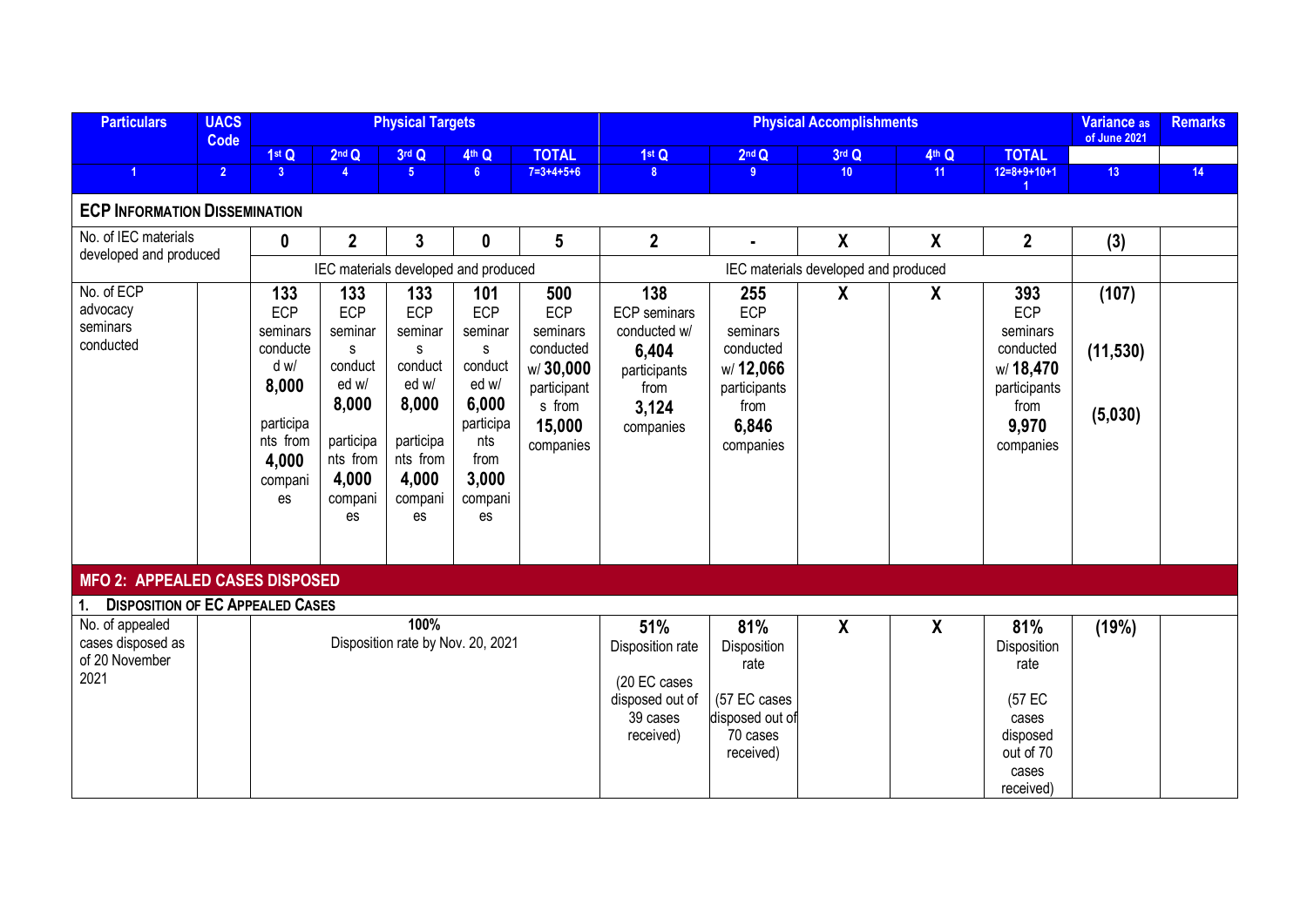| Particulars | UACS Code | Physical Targets | | | | | Physical Accomplishments | | | | | Variance as of June 2021 | Remarks |
|---|---|---|---|---|---|---|---|---|---|---|---|---|---|
| | | 1st Q | 2nd Q | 3rd Q | 4th Q | TOTAL | 1st Q | 2nd Q | 3rd Q | 4th Q | TOTAL | | |
| 1 | 2 | 3 | 4 | 5 | 6 | 7=3+4+5+6 | 8 | 9 | 10 | 11 | 12=8+9+10+11 | 13 | 14 |
| **ECP INFORMATION DISSEMINATION** | | | | | | | | | | | | | |
| No. of IEC materials developed and produced | | **0** | **2** | **3** | **0** | **5** | **2** | **-** | **X** | **X** | **2** | **(3)** | |
| | | IEC materials developed and produced | | | | | IEC materials developed and produced | | | | | | |
| No. of ECP advocacy seminars conducted | | **133** ECP seminars conducted w/ **8,000** participants from **4,000** companies | **133** ECP seminars conducted w/ **8,000** participants from **4,000** companies | **133** ECP seminars conducted w/ **8,000** participants from **4,000** companies | **101** ECP seminars conducted w/ **6,000** participants from **3,000** companies | **500** ECP seminars conducted w/ **30,000** participants from **15,000** companies | **138** ECP seminars conducted w/ **6,404** participants from **3,124** companies | **255** ECP seminars conducted w/ **12,066** participants from **6,846** companies | **X** | **X** | **393** ECP seminars conducted w/ **18,470** participants from **9,970** companies | **(107)** **(11,530)** **(5,030)** | |
| **MFO 2: APPEALED CASES DISPOSED** | | | | | | | | | | | | | |
| **1. DISPOSITION OF EC APPEALED CASES** | | | | | | | | | | | | | |
| No. of appealed cases disposed as of 20 November 2021 | | **100%** Disposition rate by Nov. 20, 2021 | | | | | **51%** Disposition rate (20 EC cases disposed out of 39 cases received) | **81%** Disposition rate (57 EC cases disposed out of 70 cases received) | **X** | **X** | **81%** Disposition rate (57 EC cases disposed out of 70 cases received) | **(19%)** | |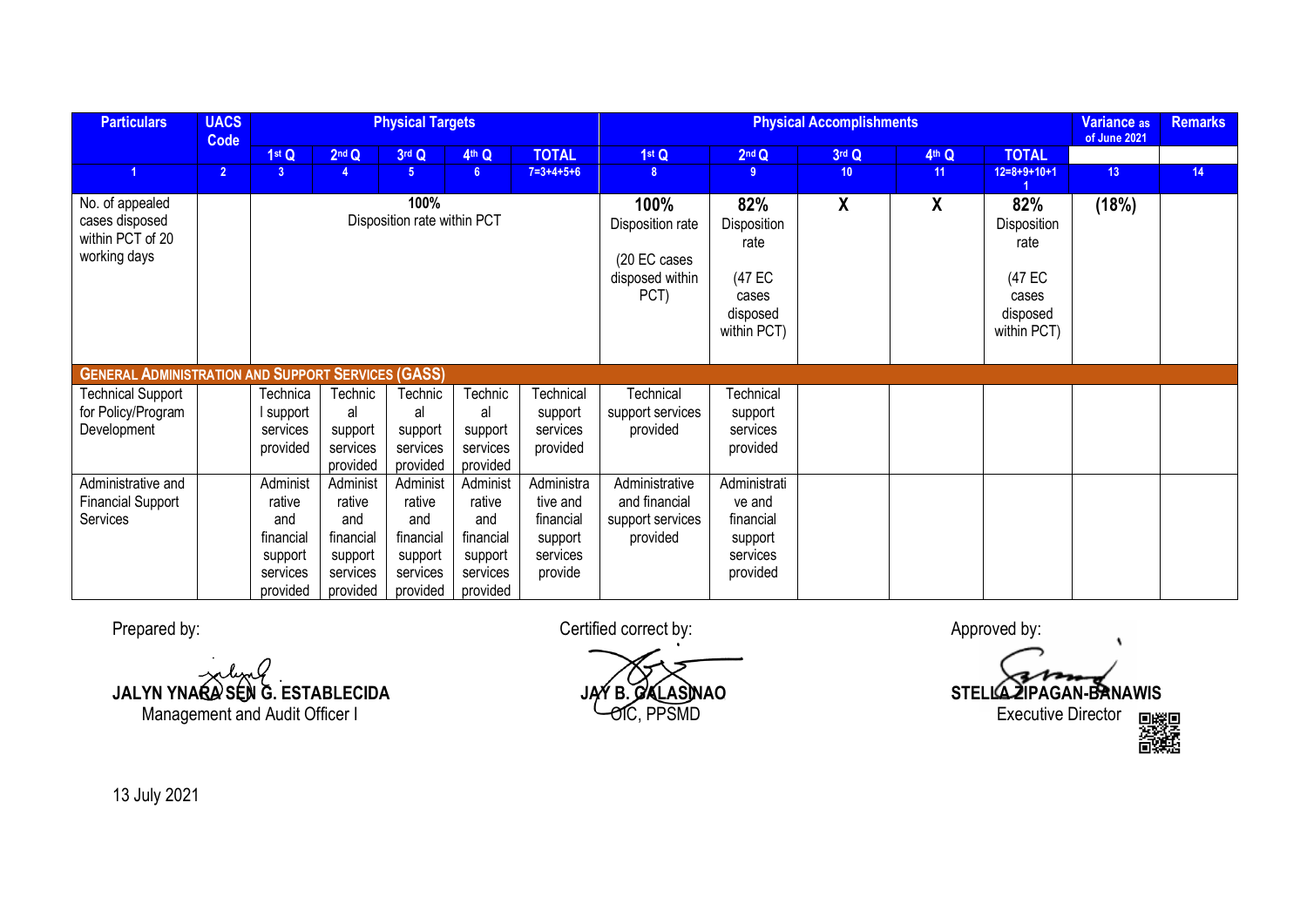| Particulars | UACS Code | Physical Targets | | | | | Physical Accomplishments | | | | | Variance as of June 2021 | Remarks |
|---|---|---|---|---|---|---|---|---|---|---|---|---|---|
| | | 1st Q | 2nd Q | 3rd Q | 4th Q | TOTAL | 1st Q | 2nd Q | 3rd Q | 4th Q | TOTAL | | |
| 1 | 2 | 3 | 4 | 5 | 6 | 7=3+4+5+6 | 8 | 9 | 10 | 11 | 12=8+9+10+11 | 13 | 14 |
| No. of appealed cases disposed within PCT of 20 working days | | **100%** Disposition rate within PCT | | | | | **100%** Disposition rate (20 EC cases disposed within PCT) | **82%** Disposition rate (47 EC cases disposed within PCT) | **X** | **X** | **82%** Disposition rate (47 EC cases disposed within PCT) | **(18%)** | |
| **GENERAL ADMINISTRATION AND SUPPORT SERVICES (GASS)** | | | | | | | | | | | | | |
| Technical Support for Policy/Program Development | | Technical support services provided | Technical support services provided | Technical support services provided | Technical support services provided | Technical support services provided | Technical support services provided | Technical support services provided | | | | | |
| Administrative and Financial Support Services | | Administrative and financial support services provided | Administrative and financial support services provided | Administrative and financial support services provided | Administrative and financial support services provided | Administrative and financial support services provide | Administrative and financial support services provided | Administrative and financial support services provided | | | | | |

Prepared by:

**JALYN YNARA SEN G. ESTABLECIDA**
Management and Audit Officer I

Certified correct by:

**JAY B. GALASINAO**
OIC, PPSMD

Approved by:

**STELLA ZIPAGAN-BANAWIS**
Executive Director

13 July 2021